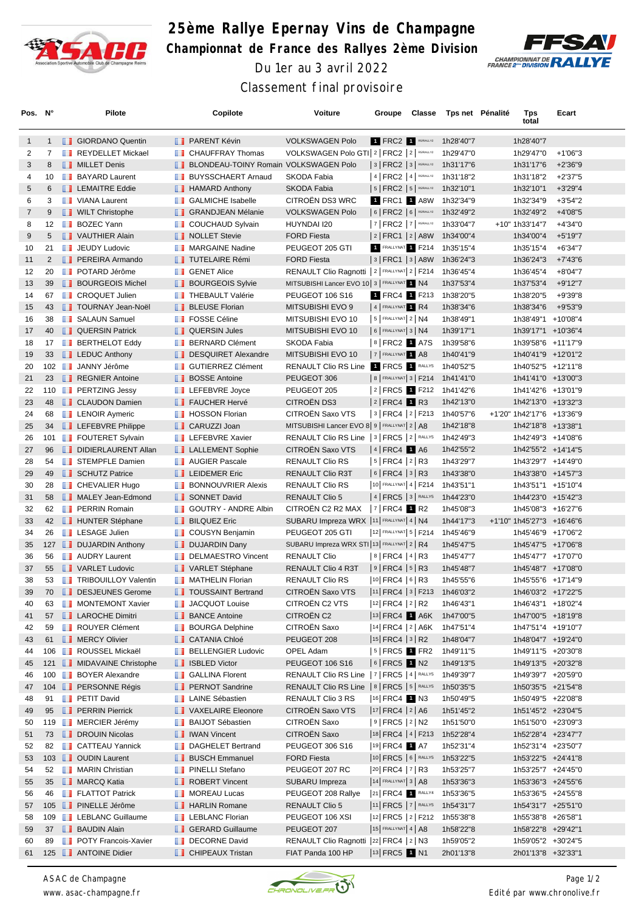# 25ème Rallye Epernay Vins de Champagne

## Championnat de France des Rallyes 2ème Division

Du 1er au 3 avril 2022

Classement final provisoire

| Pos. | N° | Pilote | Copilote | Voiture | Groupe | Classe | Tps net | Pénalité | Tps total | Ecart |
|---|---|---|---|---|---|---|---|---|---|---|
| 1 | 1 | GIORDANO Quentin | PARENT Kévin | VOLKSWAGEN Polo | 1 FRC2 | 1 R5/RALLY2 | 1h28'40"7 | | 1h28'40"7 | |
| 2 | 7 | REYDELLET Mickael | CHAUFFRAY Thomas | VOLKSWAGEN Polo GTI | 2 FRC2 | 2 R5/RALLY2 | 1h29'47"0 | | 1h29'47"0 | +1'06"3 |
| 3 | 8 | MILLET Denis | BLONDEAU-TOINY Romain | VOLKSWAGEN Polo | 3 FRC2 | 3 R5/RALLY2 | 1h31'17"6 | | 1h31'17"6 | +2'36"9 |
| 4 | 10 | BAYARD Laurent | BUYSSCHAERT Arnaud | SKODA Fabia | 4 FRC2 | 4 R5/RALLY2 | 1h31'18"2 | | 1h31'18"2 | +2'37"5 |
| 5 | 6 | LEMAITRE Eddie | HAMARD Anthony | SKODA Fabia | 5 FRC2 | 5 R5/RALLY2 | 1h32'10"1 | | 1h32'10"1 | +3'29"4 |
| 6 | 3 | VIANA Laurent | GALMICHE Isabelle | CITROËN DS3 WRC | 1 FRC1 | 1 A8W | 1h32'34"9 | | 1h32'34"9 | +3'54"2 |
| 7 | 9 | WILT Christophe | GRANDJEAN Mélanie | VOLKSWAGEN Polo | 6 FRC2 | 6 R5/RALLY2 | 1h32'49"2 | | 1h32'49"2 | +4'08"5 |
| 8 | 12 | BOZEC Yann | COUCHAUD Sylvain | HUYNDAI I20 | 7 FRC2 | 7 R5/RALLY2 | 1h33'04"7 | +10' | 1h33'14"7 | +4'34"0 |
| 9 | 5 | VAUTHIER Alain | NOLLET Stevie | FORD Fiesta | 2 FRC1 | 2 A8W | 1h34'00"4 | | 1h34'00"4 | +5'19"7 |
| 10 | 21 | JEUDY Ludovic | MARGAINE Nadine | PEUGEOT 205 GTI | 1 FRALLYNAT | 1 F214 | 1h35'15"4 | | 1h35'15"4 | +6'34"7 |
| 11 | 2 | PEREIRA Armando | TUTELAIRE Rémi | FORD Fiesta | 3 FRC1 | 3 A8W | 1h36'24"3 | | 1h36'24"3 | +7'43"6 |
| 12 | 20 | POTARD Jérôme | GENET Alice | RENAULT Clio Ragnotti | 2 FRALLYNAT | 2 F214 | 1h36'45"4 | | 1h36'45"4 | +8'04"7 |
| 13 | 39 | BOURGEOIS Michel | BOURGEOIS Sylvie | MITSUBISHI Lancer EVO 10 | 3 FRALLYNAT | 1 N4 | 1h37'53"4 | | 1h37'53"4 | +9'12"7 |
| 14 | 67 | CROQUET Julien | THEBAULT Valérie | PEUGEOT 106 S16 | 1 FRC4 | 1 F213 | 1h38'20"5 | | 1h38'20"5 | +9'39"8 |
| 15 | 43 | TOURNAY Jean-Noël | BLEUSE Florian | MITSUBISHI EVO 9 | 4 FRALLYNAT | 1 R4 | 1h38'34"6 | | 1h38'34"6 | +9'53"9 |
| 16 | 38 | SALAUN Samuel | FOSSE Céline | MITSUBISHI EVO 10 | 5 FRALLYNAT | 2 N4 | 1h38'49"1 | | 1h38'49"1 | +10'08"4 |
| 17 | 40 | QUERSIN Patrick | QUERSIN Jules | MITSUBISHI EVO 10 | 6 FRALLYNAT | 3 N4 | 1h39'17"1 | | 1h39'17"1 | +10'36"4 |
| 18 | 17 | BERTHELOT Eddy | BERNARD Clément | SKODA Fabia | 8 FRC2 | 1 A7S | 1h39'58"6 | | 1h39'58"6 | +11'17"9 |
| 19 | 33 | LEDUC Anthony | DESQUIRET Alexandre | MITSUBISHI EVO 10 | 7 FRALLYNAT | 1 A8 | 1h40'41"9 | | 1h40'41"9 | +12'01"2 |
| 20 | 102 | JANNY Jérôme | GUTIERREZ Clément | RENAULT Clio RS Line | 1 FRC5 | 1 RALLY5 | 1h40'52"5 | | 1h40'52"5 | +12'11"8 |
| 21 | 23 | REGNIER Antoine | BOSSE Antoine | PEUGEOT 306 | 8 FRALLYNAT | 3 F214 | 1h41'41"0 | | 1h41'41"0 | +13'00"3 |
| 22 | 110 | PERTZING Jessy | LEFEBVRE Joyce | PEUGEOT 205 | 2 FRC5 | 1 F212 | 1h41'42"6 | | 1h41'42"6 | +13'01"9 |
| 23 | 48 | CLAUDON Damien | FAUCHER Hervé | CITROËN DS3 | 2 FRC4 | 1 R3 | 1h42'13"0 | | 1h42'13"0 | +13'32"3 |
| 24 | 68 | LENOIR Aymeric | HOSSON Florian | CITROËN Saxo VTS | 3 FRC4 | 2 F213 | 1h40'57"6 | +1'20" | 1h42'17"6 | +13'36"9 |
| 25 | 34 | LEFEBVRE Philippe | CARUZZI Joan | MITSUBISHI Lancer EVO 8 | 9 FRALLYNAT | 2 A8 | 1h42'18"8 | | 1h42'18"8 | +13'38"1 |
| 26 | 101 | FOUTERET Sylvain | LEFEBVRE Xavier | RENAULT Clio RS Line | 3 FRC5 | 2 RALLY5 | 1h42'49"3 | | 1h42'49"3 | +14'08"6 |
| 27 | 96 | DIDIERLAURENT Allan | LALLEMENT Sophie | CITROËN Saxo VTS | 4 FRC4 | 1 A6 | 1h42'55"2 | | 1h42'55"2 | +14'14"5 |
| 28 | 54 | STEMPFLE Damien | AUGIER Pascale | RENAULT Clio RS | 5 FRC4 | 2 R3 | 1h43'29"7 | | 1h43'29"7 | +14'49"0 |
| 29 | 49 | SCHUTZ Patrice | LEIDEMER Eric | RENAULT Clio R3T | 6 FRC4 | 3 R3 | 1h43'38"0 | | 1h43'38"0 | +14'57"3 |
| 30 | 28 | CHEVALIER Hugo | BONNOUVRIER Alexis | RENAULT Clio RS | 10 FRALLYNAT | 4 F214 | 1h43'51"1 | | 1h43'51"1 | +15'10"4 |
| 31 | 58 | MALEY Jean-Edmond | SONNET David | RENAULT Clio 5 | 4 FRC5 | 3 RALLY5 | 1h44'23"0 | | 1h44'23"0 | +15'42"3 |
| 32 | 62 | PERRIN Romain | GOUTRY - ANDRE Albin | CITROËN C2 R2 MAX | 7 FRC4 | 1 R2 | 1h45'08"3 | | 1h45'08"3 | +16'27"6 |
| 33 | 42 | HUNTER Stéphane | BILQUEZ Eric | SUBARU Impreza WRX | 11 FRALLYNAT | 4 N4 | 1h44'17"3 | +1'10" | 1h45'27"3 | +16'46"6 |
| 34 | 26 | LESAGE Julien | COUSYN Benjamin | PEUGEOT 205 GTI | 12 FRALLYNAT | 5 F214 | 1h45'46"9 | | 1h45'46"9 | +17'06"2 |
| 35 | 127 | DUJARDIN Anthony | DUJARDIN Dany | SUBARU Impreza WRX STI | 13 FRALLYNAT | 2 R4 | 1h45'47"5 | | 1h45'47"5 | +17'06"8 |
| 36 | 56 | AUDRY Laurent | DELMAESTRO Vincent | RENAULT Clio | 8 FRC4 | 4 R3 | 1h45'47"7 | | 1h45'47"7 | +17'07"0 |
| 37 | 55 | VARLET Ludovic | VARLET Stéphane | RENAULT Clio 4 R3T | 9 FRC4 | 5 R3 | 1h45'48"7 | | 1h45'48"7 | +17'08"0 |
| 38 | 53 | TRIBOUILLOY Valentin | MATHELIN Florian | RENAULT Clio RS | 10 FRC4 | 6 R3 | 1h45'55"6 | | 1h45'55"6 | +17'14"9 |
| 39 | 70 | DESJEUNES Gerome | TOUSSAINT Bertrand | CITROËN Saxo VTS | 11 FRC4 | 3 F213 | 1h46'03"2 | | 1h46'03"2 | +17'22"5 |
| 40 | 63 | MONTEMONT Xavier | JACQUOT Louise | CITROËN C2 VTS | 12 FRC4 | 2 R2 | 1h46'43"1 | | 1h46'43"1 | +18'02"4 |
| 41 | 57 | LAROCHE Dimitri | BANCE Antoine | CITROËN C2 | 13 FRC4 | 1 A6K | 1h47'00"5 | | 1h47'00"5 | +18'19"8 |
| 42 | 59 | ROUYER Clément | BOURGA Delphine | CITROËN Saxo | 14 FRC4 | 2 A6K | 1h47'51"4 | | 1h47'51"4 | +19'10"7 |
| 43 | 61 | MERCY Olivier | CATANIA Chloé | PEUGEOT 208 | 15 FRC4 | 3 R2 | 1h48'04"7 | | 1h48'04"7 | +19'24"0 |
| 44 | 106 | ROUSSEL Mickaël | BELLENGIER Ludovic | OPEL Adam | 5 FRC5 | 1 FR2 | 1h49'11"5 | | 1h49'11"5 | +20'30"8 |
| 45 | 121 | MIDAVAINE Christophe | ISBLED Victor | PEUGEOT 106 S16 | 6 FRC5 | 1 N2 | 1h49'13"5 | | 1h49'13"5 | +20'32"8 |
| 46 | 100 | BOYER Alexandre | GALLINA Florent | RENAULT Clio RS Line | 7 FRC5 | 4 RALLY5 | 1h49'39"7 | | 1h49'39"7 | +20'59"0 |
| 47 | 104 | PERSONNE Régis | PERNOT Sandrine | RENAULT Clio RS Line | 8 FRC5 | 5 RALLY5 | 1h50'35"5 | | 1h50'35"5 | +21'54"8 |
| 48 | 91 | PETIT David | LAINE Sébastien | RENAULT Clio 3 RS | 16 FRC4 | 1 N3 | 1h50'49"5 | | 1h50'49"5 | +22'08"8 |
| 49 | 95 | PERRIN Pierrick | VAXELAIRE Eleonore | CITROËN Saxo VTS | 17 FRC4 | 2 A6 | 1h51'45"2 | | 1h51'45"2 | +23'04"5 |
| 50 | 119 | MERCIER Jérémy | BAIJOT Sébastien | CITROËN Saxo | 9 FRC5 | 2 N2 | 1h51'50"0 | | 1h51'50"0 | +23'09"3 |
| 51 | 73 | DROUIN Nicolas | IWAN Vincent | CITROËN Saxo | 18 FRC4 | 4 F213 | 1h52'28"4 | | 1h52'28"4 | +23'47"7 |
| 52 | 82 | CATTEAU Yannick | DAGHELET Bertrand | PEUGEOT 306 S16 | 19 FRC4 | 1 A7 | 1h52'31"4 | | 1h52'31"4 | +23'50"7 |
| 53 | 103 | OUDIN Laurent | BUSCH Emmanuel | FORD Fiesta | 10 FRC5 | 6 RALLY5 | 1h53'22"5 | | 1h53'22"5 | +24'41"8 |
| 54 | 52 | MARIN Christian | PINELLI Stefano | PEUGEOT 207 RC | 20 FRC4 | 7 R3 | 1h53'25"7 | | 1h53'25"7 | +24'45"0 |
| 55 | 35 | MARCQ Katia | ROBERT Vincent | SUBARU Impreza | 14 FRALLYNAT | 3 A8 | 1h53'36"3 | | 1h53'36"3 | +24'55"6 |
| 56 | 46 | FLATTOT Patrick | MOREAU Lucas | PEUGEOT 208 Rallye | 21 FRC4 | 1 RALLY4 | 1h53'36"5 | | 1h53'36"5 | +24'55"8 |
| 57 | 105 | PINELLE Jérôme | HARLIN Romane | RENAULT Clio 5 | 11 FRC5 | 7 RALLY5 | 1h54'31"7 | | 1h54'31"7 | +25'51"0 |
| 58 | 109 | LEBLANC Guillaume | LEBLANC Florian | PEUGEOT 106 XSI | 12 FRC5 | 2 F212 | 1h55'38"8 | | 1h55'38"8 | +26'58"1 |
| 59 | 37 | BAUDIN Alain | GERARD Guillaume | PEUGEOT 207 | 15 FRALLYNAT | 4 A8 | 1h58'22"8 | | 1h58'22"8 | +29'42"1 |
| 60 | 89 | POTY Francois-Xavier | DECORNE David | RENAULT Clio Ragnotti | 22 FRC4 | 2 N3 | 1h59'05"2 | | 1h59'05"2 | +30'24"5 |
| 61 | 125 | ANTOINE Didier | CHIPEAUX Tristan | FIAT Panda 100 HP | 13 FRC5 | 1 N1 | 2h01'13"8 | | 2h01'13"8 | +32'33"1 |

ASAC de Champagne
www.asac-champagne.fr

Edité par www.chronolive.fr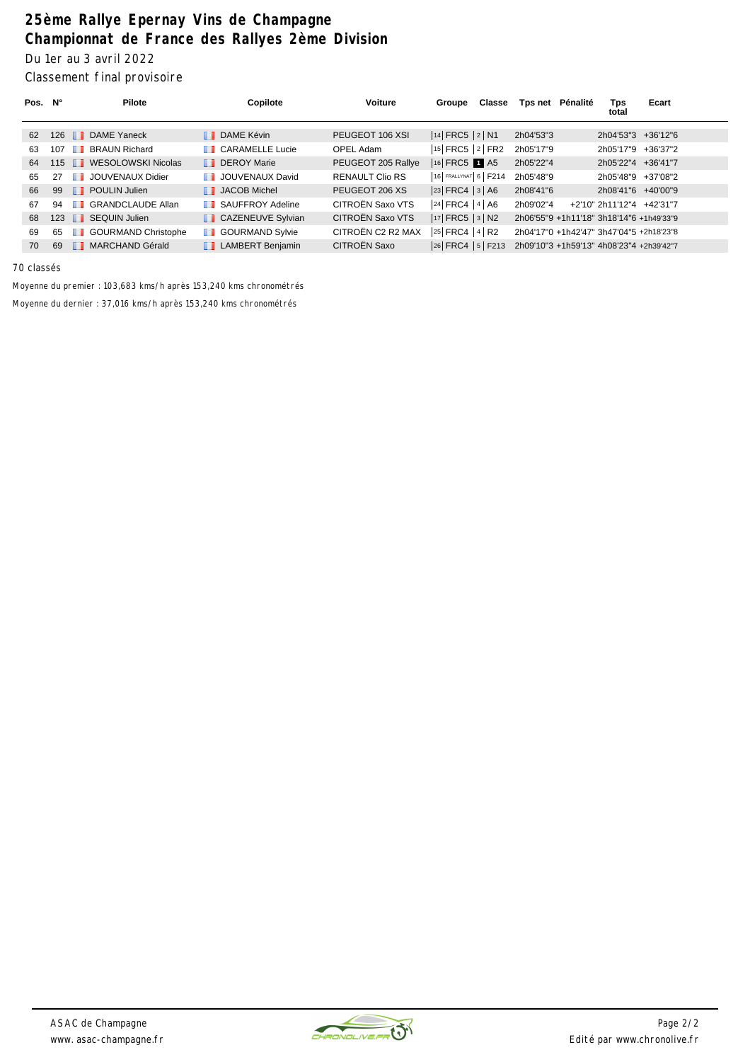# 25ème Rallye Epernay Vins de Champagne
# Championnat de France des Rallyes 2ème Division

Du 1er au 3 avril 2022

Classement final provisoire

| Pos. | N° | Pilote | Copilote | Voiture | Groupe | Classe | Tps net | Pénalité | Tps total | Ecart |
|---|---|---|---|---|---|---|---|---|---|---|
| 62 | 126 | DAME Yaneck | DAME Kévin | PEUGEOT 106 XSI | 14 FRC5 | 2 N1 | 2h04'53"3 | | 2h04'53"3 | +36'12"6 |
| 63 | 107 | BRAUN Richard | CARAMELLE Lucie | OPEL Adam | 15 FRC5 | 2 FR2 | 2h05'17"9 | | 2h05'17"9 | +36'37"2 |
| 64 | 115 | WESOLOWSKI Nicolas | DEROY Marie | PEUGEOT 205 Rallye | 16 FRC5 | 1 A5 | 2h05'22"4 | | 2h05'22"4 | +36'41"7 |
| 65 | 27 | JOUVENAUX Didier | JOUVENAUX David | RENAULT Clio RS | 16 FRALLYNAT | 6 F214 | 2h05'48"9 | | 2h05'48"9 | +37'08"2 |
| 66 | 99 | POULIN Julien | JACOB Michel | PEUGEOT 206 XS | 23 FRC4 | 3 A6 | 2h08'41"6 | | 2h08'41"6 | +40'00"9 |
| 67 | 94 | GRANDCLAUDE Allan | SAUFFROY Adeline | CITROËN Saxo VTS | 24 FRC4 | 4 A6 | 2h09'02"4 | +2'10" | 2h11'12"4 | +42'31"7 |
| 68 | 123 | SEQUIN Julien | CAZENEUVE Sylvian | CITROËN Saxo VTS | 17 FRC5 | 3 N2 | 2h06'55"9 | +1h11'18" | 3h18'14"6 | +1h49'33"9 |
| 69 | 65 | GOURMAND Christophe | GOURMAND Sylvie | CITROËN C2 R2 MAX | 25 FRC4 | 4 R2 | 2h04'17"0 | +1h42'47" | 3h47'04"5 | +2h18'23"8 |
| 70 | 69 | MARCHAND Gérald | LAMBERT Benjamin | CITROËN Saxo | 26 FRC4 | 5 F213 | 2h09'10"3 | +1h59'13" | 4h08'23"4 | +2h39'42"7 |

70 classés

Moyenne du premier : 103,683 kms/h après 153,240 kms chronométrés

Moyenne du dernier : 37,016 kms/h après 153,240 kms chronométrés

ASAC de Champagne
www.asac-champagne.fr

Edité par www.chronolive.fr